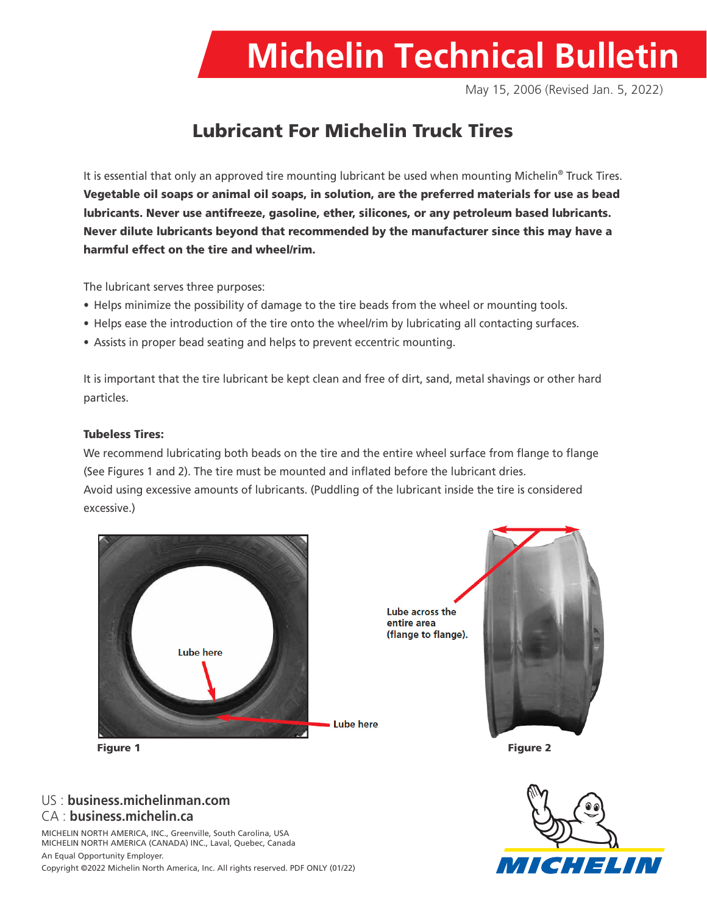# Michelin Technical Bulletin

May 15, 2006 (Revised Jan. 5, 2022)

## Lubricant For Michelin Truck Tires

It is essential that only an approved tire mounting lubricant be used when mounting Michelin® Truck Tires. **Vegetable oil soaps or animal oil soaps, in solution, are the preferred materials for use as bead lubricants. Never use antifreeze, gasoline, ether, silicones, or any petroleum based lubricants. Never dilute lubricants beyond that recommended by the manufacturer since this may have a harmful effect on the tire and wheel/rim.**

The lubricant serves three purposes:

- Helps minimize the possibility of damage to the tire beads from the wheel or mounting tools.
- Helps ease the introduction of the tire onto the wheel/rim by lubricating all contacting surfaces.
- Assists in proper bead seating and helps to prevent eccentric mounting.

It is important that the tire lubricant be kept clean and free of dirt, sand, metal shavings or other hard particles.

**Tubeless Tires:**

We recommend lubricating both beads on the tire and the entire wheel surface from flange to flange (See Figures 1 and 2). The tire must be mounted and inflated before the lubricant dries.
Avoid using excessive amounts of lubricants. (Puddling of the lubricant inside the tire is considered excessive.)

Lube here

Lube here

**Figure 1**

Lube across the entire area (flange to flange).

**Figure 2**

US : **business.michelinman.com**
CA : **business.michelin.ca**

MICHELIN NORTH AMERICA, INC., Greenville, South Carolina, USA
MICHELIN NORTH AMERICA (CANADA) INC., Laval, Quebec, Canada
An Equal Opportunity Employer.
Copyright ©2022 Michelin North America, Inc. All rights reserved. PDF ONLY (01/22)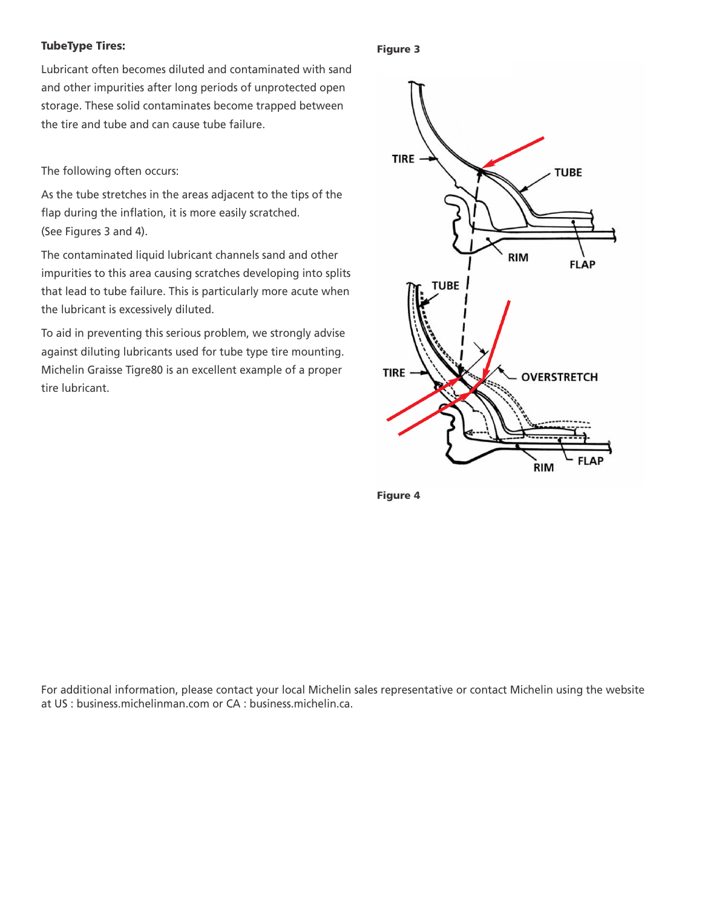**TubeType Tires:**

Lubricant often becomes diluted and contaminated with sand and other impurities after long periods of unprotected open storage. These solid contaminates become trapped between the tire and tube and can cause tube failure.

The following often occurs:

As the tube stretches in the areas adjacent to the tips of the flap during the inflation, it is more easily scratched. (See Figures 3 and 4).

The contaminated liquid lubricant channels sand and other impurities to this area causing scratches developing into splits that lead to tube failure. This is particularly more acute when the lubricant is excessively diluted.

To aid in preventing this serious problem, we strongly advise against diluting lubricants used for tube type tire mounting. Michelin Graisse Tigre80 is an excellent example of a proper tire lubricant.

**Figure 3**

TIRE

TUBE

RIM

FLAP

TUBE

TIRE

OVERSTRETCH

RIM

FLAP

**Figure 4**

For additional information, please contact your local Michelin sales representative or contact Michelin using the website at US : business.michelinman.com or CA : business.michelin.ca.